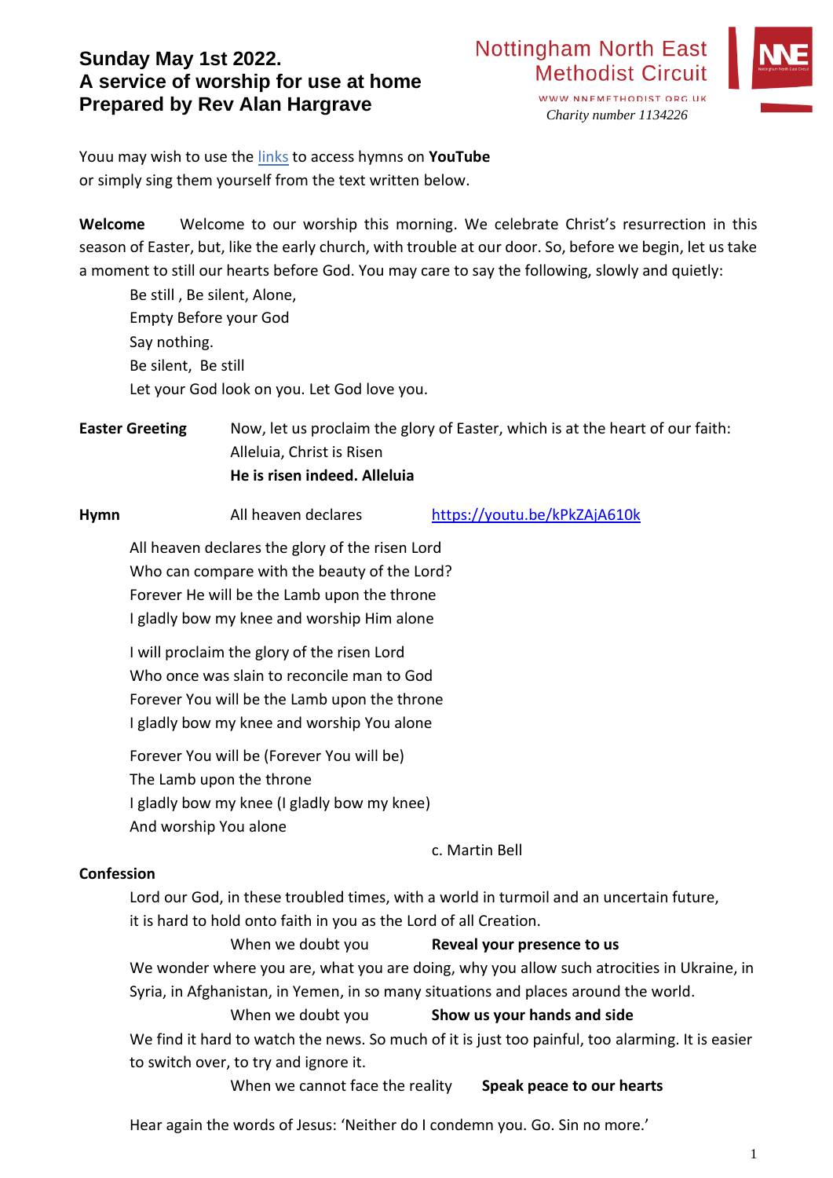# Sunday May 1st 2022.
# A service of worship for use at home
# Prepared by Rev Alan Hargrave

Nottingham North East Methodist Circuit
WWW.NNEMETHODIST.ORG.UK
*Charity number 1134226*

Youu may wish to use the links to access hymns on **YouTube** or simply sing them yourself from the text written below.

**Welcome** Welcome to our worship this morning. We celebrate Christ's resurrection in this season of Easter, but, like the early church, with trouble at our door. So, before we begin, let us take a moment to still our hearts before God. You may care to say the following, slowly and quietly:

Be still , Be silent, Alone,
Empty Before your God
Say nothing.
Be silent, Be still
Let your God look on you. Let God love you.

**Easter Greeting** Now, let us proclaim the glory of Easter, which is at the heart of our faith:
Alleluia, Christ is Risen
**He is risen indeed. Alleluia**

**Hymn** All heaven declares https://youtu.be/kPkZAjA610k

All heaven declares the glory of the risen Lord
Who can compare with the beauty of the Lord?
Forever He will be the Lamb upon the throne
I gladly bow my knee and worship Him alone

I will proclaim the glory of the risen Lord
Who once was slain to reconcile man to God
Forever You will be the Lamb upon the throne
I gladly bow my knee and worship You alone

Forever You will be (Forever You will be)
The Lamb upon the throne
I gladly bow my knee (I gladly bow my knee)
And worship You alone

c. Martin Bell

**Confession**

Lord our God, in these troubled times, with a world in turmoil and an uncertain future, it is hard to hold onto faith in you as the Lord of all Creation.

When we doubt you **Reveal your presence to us**

We wonder where you are, what you are doing, why you allow such atrocities in Ukraine, in Syria, in Afghanistan, in Yemen, in so many situations and places around the world.

When we doubt you **Show us your hands and side**

We find it hard to watch the news. So much of it is just too painful, too alarming. It is easier to switch over, to try and ignore it.

When we cannot face the reality **Speak peace to our hearts**

Hear again the words of Jesus: 'Neither do I condemn you. Go. Sin no more.'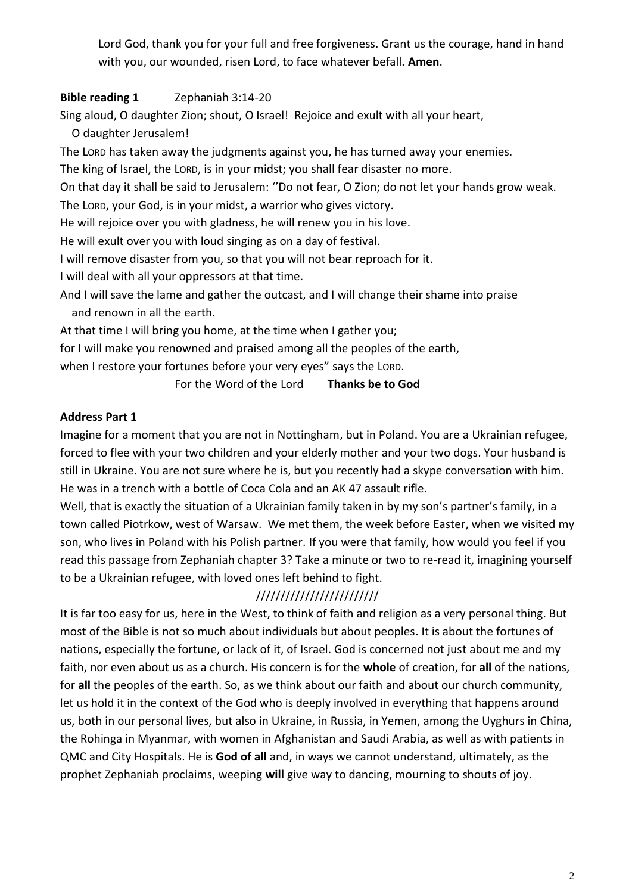Lord God, thank you for your full and free forgiveness. Grant us the courage, hand in hand with you, our wounded, risen Lord, to face whatever befall. **Amen**.

**Bible reading 1** Zephaniah 3:14-20

Sing aloud, O daughter Zion; shout, O Israel! Rejoice and exult with all your heart,
O daughter Jerusalem!
The LORD has taken away the judgments against you, he has turned away your enemies.
The king of Israel, the LORD, is in your midst; you shall fear disaster no more.
On that day it shall be said to Jerusalem: ''Do not fear, O Zion; do not let your hands grow weak.
The LORD, your God, is in your midst, a warrior who gives victory.
He will rejoice over you with gladness, he will renew you in his love.
He will exult over you with loud singing as on a day of festival.
I will remove disaster from you, so that you will not bear reproach for it.
I will deal with all your oppressors at that time.
And I will save the lame and gather the outcast, and I will change their shame into praise
and renown in all the earth.
At that time I will bring you home, at the time when I gather you;
for I will make you renowned and praised among all the peoples of the earth,
when I restore your fortunes before your very eyes" says the LORD.

For the Word of the Lord **Thanks be to God**

**Address Part 1**

Imagine for a moment that you are not in Nottingham, but in Poland. You are a Ukrainian refugee, forced to flee with your two children and your elderly mother and your two dogs. Your husband is still in Ukraine. You are not sure where he is, but you recently had a skype conversation with him. He was in a trench with a bottle of Coca Cola and an AK 47 assault rifle.

Well, that is exactly the situation of a Ukrainian family taken in by my son's partner's family, in a town called Piotrkow, west of Warsaw. We met them, the week before Easter, when we visited my son, who lives in Poland with his Polish partner. If you were that family, how would you feel if you read this passage from Zephaniah chapter 3? Take a minute or two to re-read it, imagining yourself to be a Ukrainian refugee, with loved ones left behind to fight.

////////////////////////

It is far too easy for us, here in the West, to think of faith and religion as a very personal thing. But most of the Bible is not so much about individuals but about peoples. It is about the fortunes of nations, especially the fortune, or lack of it, of Israel. God is concerned not just about me and my faith, nor even about us as a church. His concern is for the **whole** of creation, for **all** of the nations, for **all** the peoples of the earth. So, as we think about our faith and about our church community, let us hold it in the context of the God who is deeply involved in everything that happens around us, both in our personal lives, but also in Ukraine, in Russia, in Yemen, among the Uyghurs in China, the Rohinga in Myanmar, with women in Afghanistan and Saudi Arabia, as well as with patients in QMC and City Hospitals. He is **God of all** and, in ways we cannot understand, ultimately, as the prophet Zephaniah proclaims, weeping **will** give way to dancing, mourning to shouts of joy.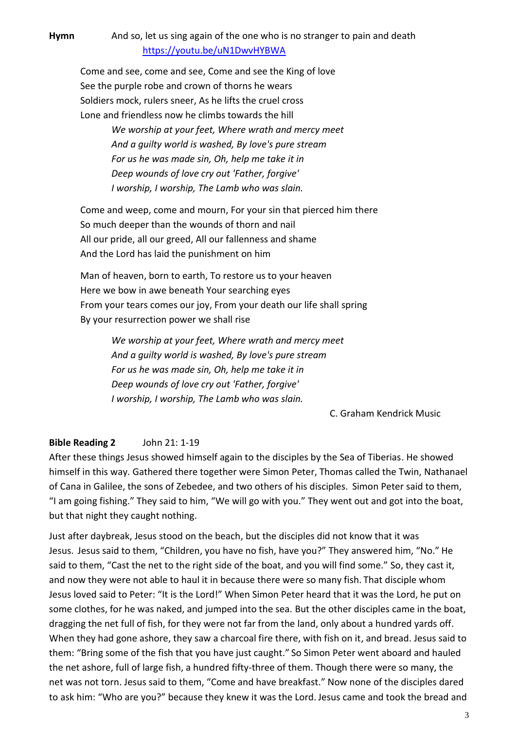**Hymn** And so, let us sing again of the one who is no stranger to pain and death
https://youtu.be/uN1DwvHYBWA

Come and see, come and see, Come and see the King of love
See the purple robe and crown of thorns he wears
Soldiers mock, rulers sneer, As he lifts the cruel cross
Lone and friendless now he climbs towards the hill

*We worship at your feet, Where wrath and mercy meet*
*And a guilty world is washed, By love's pure stream*
*For us he was made sin, Oh, help me take it in*
*Deep wounds of love cry out 'Father, forgive'*
*I worship, I worship, The Lamb who was slain.*

Come and weep, come and mourn, For your sin that pierced him there
So much deeper than the wounds of thorn and nail
All our pride, all our greed, All our fallenness and shame
And the Lord has laid the punishment on him

Man of heaven, born to earth, To restore us to your heaven
Here we bow in awe beneath Your searching eyes
From your tears comes our joy, From your death our life shall spring
By your resurrection power we shall rise

*We worship at your feet, Where wrath and mercy meet*
*And a guilty world is washed, By love's pure stream*
*For us he was made sin, Oh, help me take it in*
*Deep wounds of love cry out 'Father, forgive'*
*I worship, I worship, The Lamb who was slain.*

C. Graham Kendrick Music

**Bible Reading 2** John 21: 1-19

After these things Jesus showed himself again to the disciples by the Sea of Tiberias. He showed himself in this way. Gathered there together were Simon Peter, Thomas called the Twin, Nathanael of Cana in Galilee, the sons of Zebedee, and two others of his disciples. Simon Peter said to them, "I am going fishing." They said to him, "We will go with you." They went out and got into the boat, but that night they caught nothing.

Just after daybreak, Jesus stood on the beach, but the disciples did not know that it was Jesus. Jesus said to them, "Children, you have no fish, have you?" They answered him, "No." He said to them, "Cast the net to the right side of the boat, and you will find some." So, they cast it, and now they were not able to haul it in because there were so many fish. That disciple whom Jesus loved said to Peter: "It is the Lord!" When Simon Peter heard that it was the Lord, he put on some clothes, for he was naked, and jumped into the sea. But the other disciples came in the boat, dragging the net full of fish, for they were not far from the land, only about a hundred yards off. When they had gone ashore, they saw a charcoal fire there, with fish on it, and bread. Jesus said to them: "Bring some of the fish that you have just caught." So Simon Peter went aboard and hauled the net ashore, full of large fish, a hundred fifty-three of them. Though there were so many, the net was not torn. Jesus said to them, "Come and have breakfast." Now none of the disciples dared to ask him: "Who are you?" because they knew it was the Lord. Jesus came and took the bread and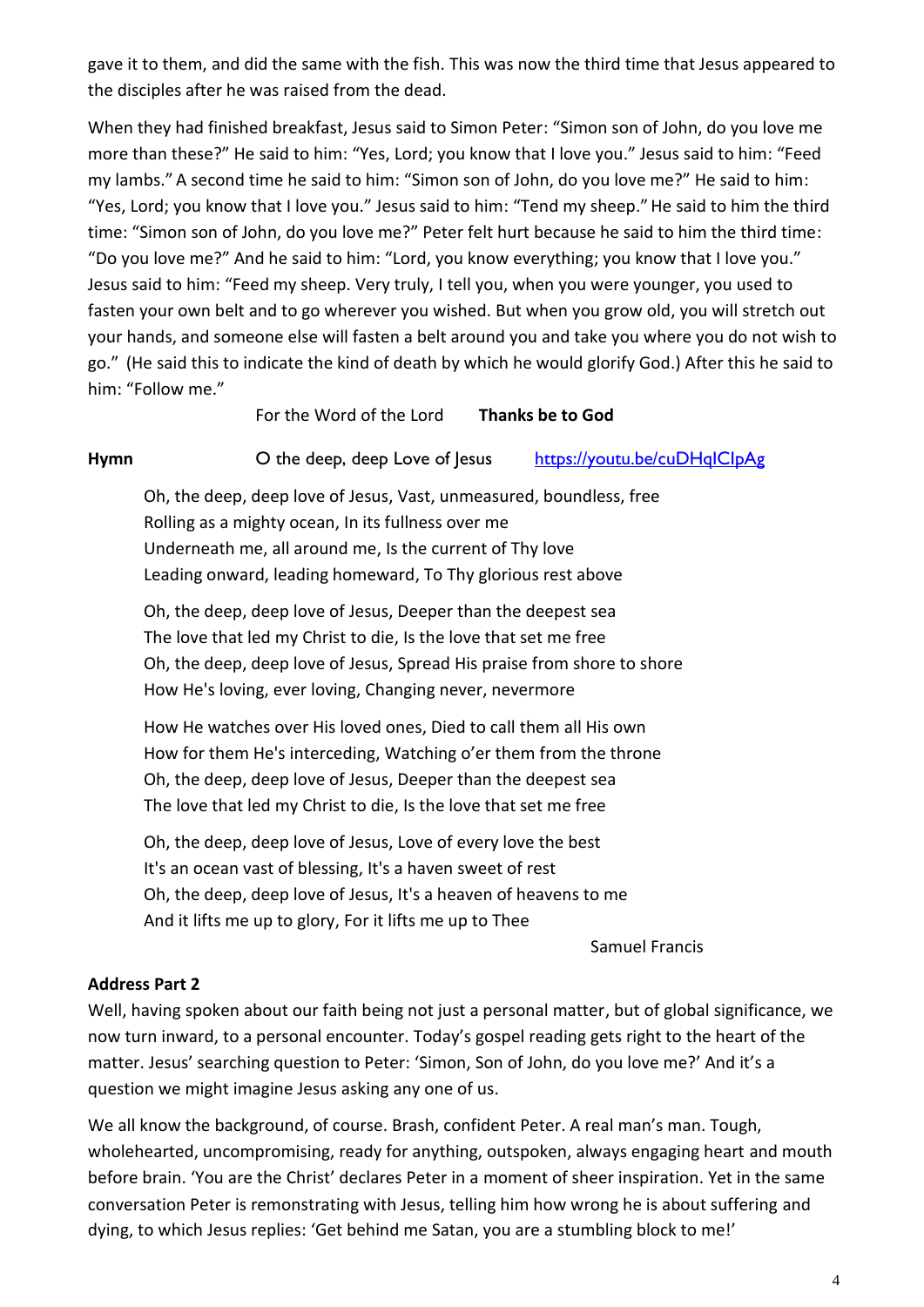gave it to them, and did the same with the fish. This was now the third time that Jesus appeared to the disciples after he was raised from the dead.

When they had finished breakfast, Jesus said to Simon Peter: "Simon son of John, do you love me more than these?" He said to him: "Yes, Lord; you know that I love you." Jesus said to him: "Feed my lambs." A second time he said to him: "Simon son of John, do you love me?" He said to him: "Yes, Lord; you know that I love you." Jesus said to him: "Tend my sheep." He said to him the third time: "Simon son of John, do you love me?" Peter felt hurt because he said to him the third time: "Do you love me?" And he said to him: "Lord, you know everything; you know that I love you." Jesus said to him: "Feed my sheep. Very truly, I tell you, when you were younger, you used to fasten your own belt and to go wherever you wished. But when you grow old, you will stretch out your hands, and someone else will fasten a belt around you and take you where you do not wish to go." (He said this to indicate the kind of death by which he would glorify God.) After this he said to him: "Follow me."

For the Word of the Lord **Thanks be to God**

**Hymn** O the deep, deep Love of Jesus https://youtu.be/cuDHqlClpAg

Oh, the deep, deep love of Jesus, Vast, unmeasured, boundless, free
Rolling as a mighty ocean, In its fullness over me
Underneath me, all around me, Is the current of Thy love
Leading onward, leading homeward, To Thy glorious rest above

Oh, the deep, deep love of Jesus, Deeper than the deepest sea
The love that led my Christ to die, Is the love that set me free
Oh, the deep, deep love of Jesus, Spread His praise from shore to shore
How He's loving, ever loving, Changing never, nevermore

How He watches over His loved ones, Died to call them all His own
How for them He's interceding, Watching o'er them from the throne
Oh, the deep, deep love of Jesus, Deeper than the deepest sea
The love that led my Christ to die, Is the love that set me free

Oh, the deep, deep love of Jesus, Love of every love the best
It's an ocean vast of blessing, It's a haven sweet of rest
Oh, the deep, deep love of Jesus, It's a heaven of heavens to me
And it lifts me up to glory, For it lifts me up to Thee

Samuel Francis

**Address Part 2**

Well, having spoken about our faith being not just a personal matter, but of global significance, we now turn inward, to a personal encounter. Today's gospel reading gets right to the heart of the matter. Jesus' searching question to Peter: 'Simon, Son of John, do you love me?' And it's a question we might imagine Jesus asking any one of us.

We all know the background, of course. Brash, confident Peter. A real man's man. Tough, wholehearted, uncompromising, ready for anything, outspoken, always engaging heart and mouth before brain. 'You are the Christ' declares Peter in a moment of sheer inspiration. Yet in the same conversation Peter is remonstrating with Jesus, telling him how wrong he is about suffering and dying, to which Jesus replies: 'Get behind me Satan, you are a stumbling block to me!'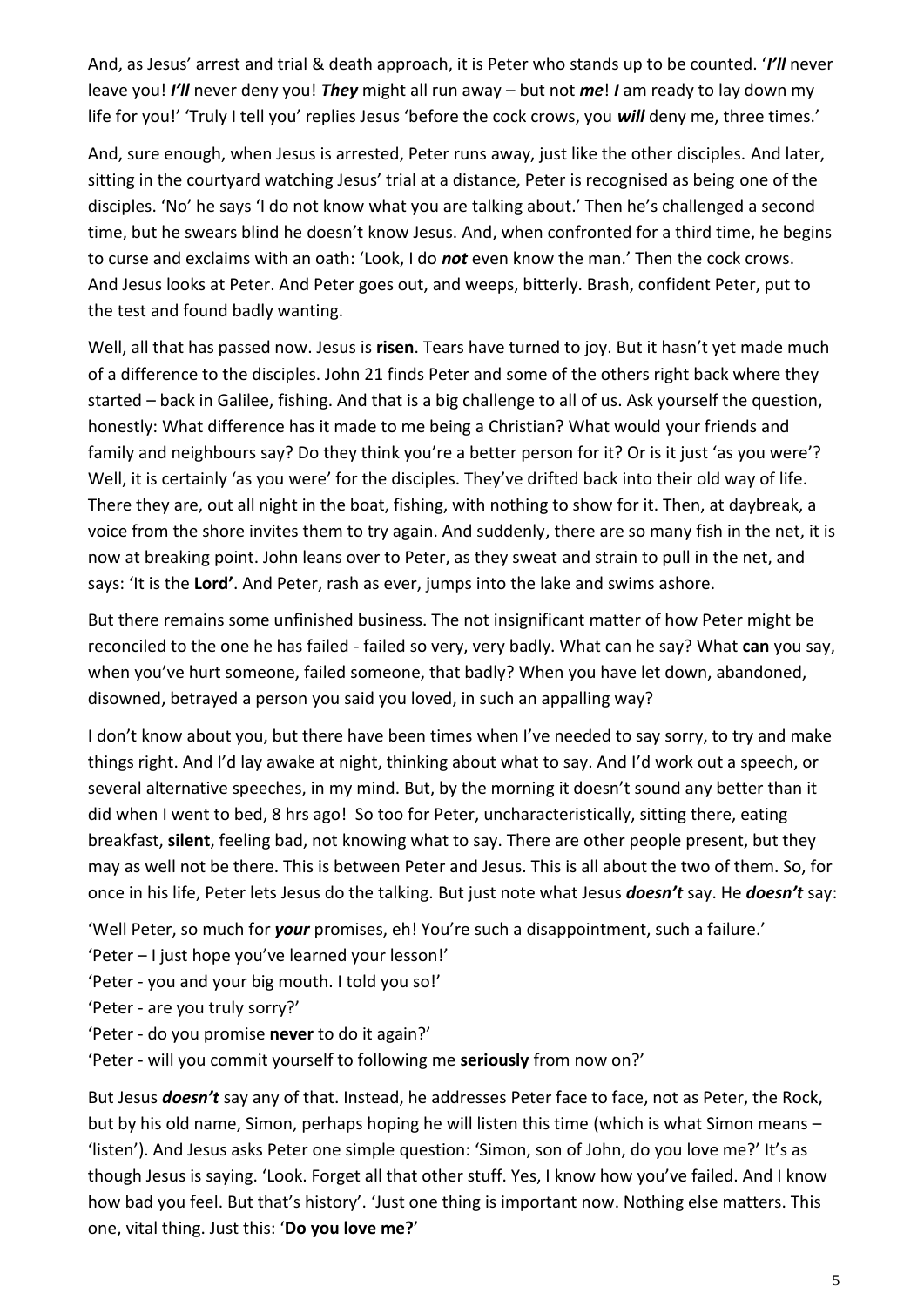And, as Jesus' arrest and trial & death approach, it is Peter who stands up to be counted. '***I'll*** never leave you! ***I'll*** never deny you! ***They*** might all run away – but not ***me***! ***I*** am ready to lay down my life for you!' 'Truly I tell you' replies Jesus 'before the cock crows, you ***will*** deny me, three times.'

And, sure enough, when Jesus is arrested, Peter runs away, just like the other disciples. And later, sitting in the courtyard watching Jesus' trial at a distance, Peter is recognised as being one of the disciples. 'No' he says 'I do not know what you are talking about.' Then he's challenged a second time, but he swears blind he doesn't know Jesus. And, when confronted for a third time, he begins to curse and exclaims with an oath: 'Look, I do ***not*** even know the man.' Then the cock crows. And Jesus looks at Peter. And Peter goes out, and weeps, bitterly. Brash, confident Peter, put to the test and found badly wanting.

Well, all that has passed now. Jesus is **risen**. Tears have turned to joy. But it hasn't yet made much of a difference to the disciples. John 21 finds Peter and some of the others right back where they started – back in Galilee, fishing. And that is a big challenge to all of us. Ask yourself the question, honestly: What difference has it made to me being a Christian? What would your friends and family and neighbours say? Do they think you're a better person for it? Or is it just 'as you were'? Well, it is certainly 'as you were' for the disciples. They've drifted back into their old way of life. There they are, out all night in the boat, fishing, with nothing to show for it. Then, at daybreak, a voice from the shore invites them to try again. And suddenly, there are so many fish in the net, it is now at breaking point. John leans over to Peter, as they sweat and strain to pull in the net, and says: 'It is the **Lord'**. And Peter, rash as ever, jumps into the lake and swims ashore.

But there remains some unfinished business. The not insignificant matter of how Peter might be reconciled to the one he has failed - failed so very, very badly. What can he say? What **can** you say, when you've hurt someone, failed someone, that badly? When you have let down, abandoned, disowned, betrayed a person you said you loved, in such an appalling way?

I don't know about you, but there have been times when I've needed to say sorry, to try and make things right. And I'd lay awake at night, thinking about what to say. And I'd work out a speech, or several alternative speeches, in my mind. But, by the morning it doesn't sound any better than it did when I went to bed, 8 hrs ago! So too for Peter, uncharacteristically, sitting there, eating breakfast, **silent**, feeling bad, not knowing what to say. There are other people present, but they may as well not be there. This is between Peter and Jesus. This is all about the two of them. So, for once in his life, Peter lets Jesus do the talking. But just note what Jesus ***doesn't*** say. He ***doesn't*** say:

'Well Peter, so much for ***your*** promises, eh! You're such a disappointment, such a failure.'
'Peter – I just hope you've learned your lesson!'
'Peter - you and your big mouth. I told you so!'
'Peter - are you truly sorry?'
'Peter - do you promise **never** to do it again?'
'Peter - will you commit yourself to following me **seriously** from now on?'

But Jesus ***doesn't*** say any of that. Instead, he addresses Peter face to face, not as Peter, the Rock, but by his old name, Simon, perhaps hoping he will listen this time (which is what Simon means – 'listen'). And Jesus asks Peter one simple question: 'Simon, son of John, do you love me?' It's as though Jesus is saying. 'Look. Forget all that other stuff. Yes, I know how you've failed. And I know how bad you feel. But that's history'. 'Just one thing is important now. Nothing else matters. This one, vital thing. Just this: '**Do you love me?**'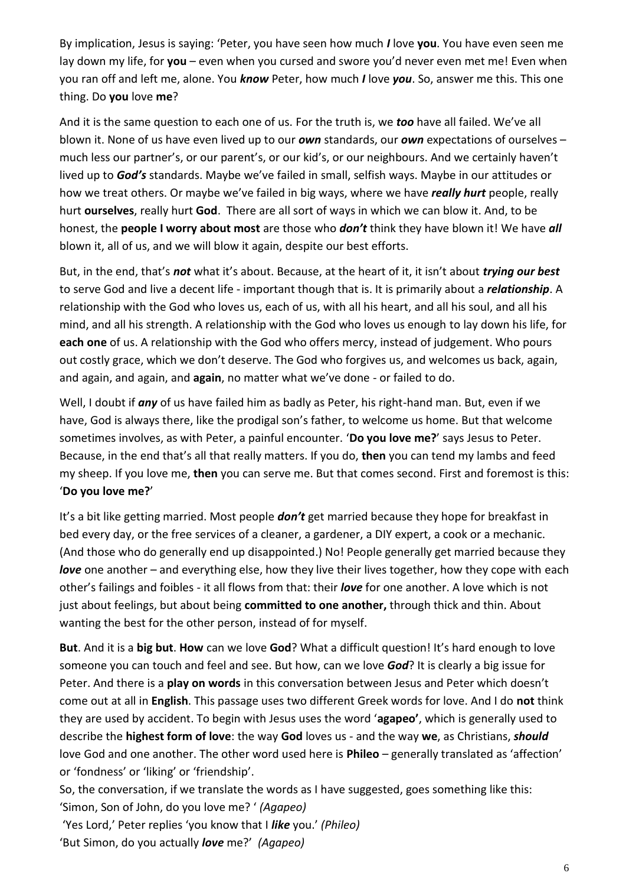By implication, Jesus is saying: 'Peter, you have seen how much ***I*** love **you**. You have even seen me lay down my life, for **you** – even when you cursed and swore you'd never even met me! Even when you ran off and left me, alone. You ***know*** Peter, how much ***I*** love ***you***. So, answer me this. This one thing. Do **you** love **me**?

And it is the same question to each one of us. For the truth is, we ***too*** have all failed. We've all blown it. None of us have even lived up to our ***own*** standards, our ***own*** expectations of ourselves – much less our partner's, or our parent's, or our kid's, or our neighbours. And we certainly haven't lived up to ***God's*** standards. Maybe we've failed in small, selfish ways. Maybe in our attitudes or how we treat others. Or maybe we've failed in big ways, where we have ***really hurt*** people, really hurt **ourselves**, really hurt **God**. There are all sort of ways in which we can blow it. And, to be honest, the **people I worry about most** are those who ***don't*** think they have blown it! We have ***all*** blown it, all of us, and we will blow it again, despite our best efforts.

But, in the end, that's ***not*** what it's about. Because, at the heart of it, it isn't about ***trying our best*** to serve God and live a decent life - important though that is. It is primarily about a ***relationship***. A relationship with the God who loves us, each of us, with all his heart, and all his soul, and all his mind, and all his strength. A relationship with the God who loves us enough to lay down his life, for **each one** of us. A relationship with the God who offers mercy, instead of judgement. Who pours out costly grace, which we don't deserve. The God who forgives us, and welcomes us back, again, and again, and again, and **again**, no matter what we've done - or failed to do.

Well, I doubt if ***any*** of us have failed him as badly as Peter, his right-hand man. But, even if we have, God is always there, like the prodigal son's father, to welcome us home. But that welcome sometimes involves, as with Peter, a painful encounter. '**Do you love me?**' says Jesus to Peter. Because, in the end that's all that really matters. If you do, **then** you can tend my lambs and feed my sheep. If you love me, **then** you can serve me. But that comes second. First and foremost is this: '**Do you love me?**'

It's a bit like getting married. Most people ***don't*** get married because they hope for breakfast in bed every day, or the free services of a cleaner, a gardener, a DIY expert, a cook or a mechanic. (And those who do generally end up disappointed.) No! People generally get married because they ***love*** one another – and everything else, how they live their lives together, how they cope with each other's failings and foibles - it all flows from that: their ***love*** for one another. A love which is not just about feelings, but about being **committed to one another,** through thick and thin. About wanting the best for the other person, instead of for myself.

**But**. And it is a **big but**. **How** can we love **God**? What a difficult question! It's hard enough to love someone you can touch and feel and see. But how, can we love ***God***? It is clearly a big issue for Peter. And there is a **play on words** in this conversation between Jesus and Peter which doesn't come out at all in **English**. This passage uses two different Greek words for love. And I do **not** think they are used by accident. To begin with Jesus uses the word '**agapeo'**, which is generally used to describe the **highest form of love**: the way **God** loves us - and the way **we**, as Christians, ***should*** love God and one another. The other word used here is **Phileo** – generally translated as 'affection' or 'fondness' or 'liking' or 'friendship'.

So, the conversation, if we translate the words as I have suggested, goes something like this:
'Simon, Son of John, do you love me? ' *(Agapeo)*
'Yes Lord,' Peter replies 'you know that I ***like*** you.' *(Phileo)*
'But Simon, do you actually ***love*** me?' *(Agapeo)*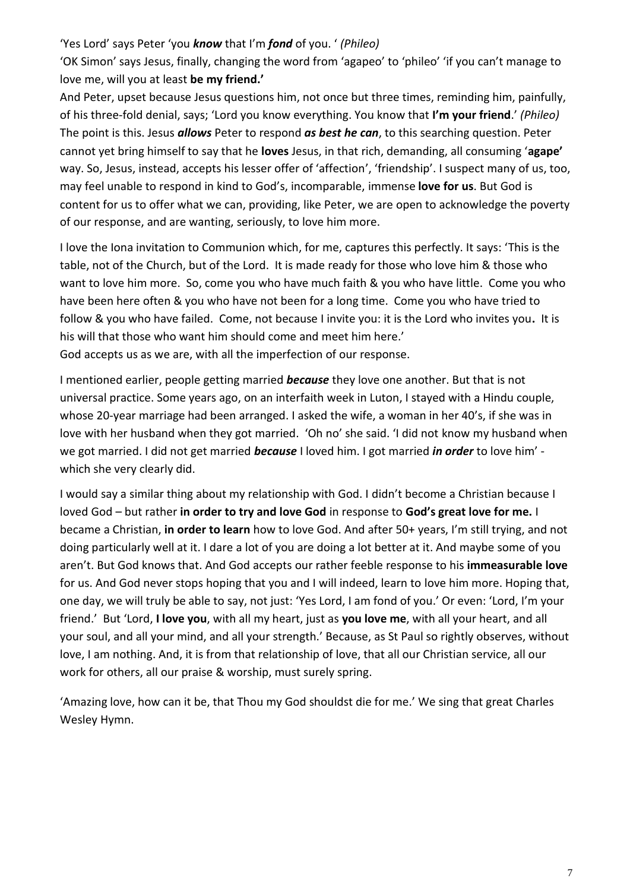'Yes Lord' says Peter 'you ***know*** that I'm ***fond*** of you. ' *(Phileo)*

'OK Simon' says Jesus, finally, changing the word from 'agapeo' to 'phileo' 'if you can't manage to love me, will you at least **be my friend.'**

And Peter, upset because Jesus questions him, not once but three times, reminding him, painfully, of his three-fold denial, says; 'Lord you know everything. You know that **I'm your friend**.' *(Phileo)*

The point is this. Jesus ***allows*** Peter to respond ***as best he can***, to this searching question. Peter cannot yet bring himself to say that he **loves** Jesus, in that rich, demanding, all consuming '**agape'** way. So, Jesus, instead, accepts his lesser offer of 'affection', 'friendship'. I suspect many of us, too, may feel unable to respond in kind to God's, incomparable, immense **love for us**. But God is content for us to offer what we can, providing, like Peter, we are open to acknowledge the poverty of our response, and are wanting, seriously, to love him more.

I love the Iona invitation to Communion which, for me, captures this perfectly. It says: 'This is the table, not of the Church, but of the Lord. It is made ready for those who love him & those who want to love him more. So, come you who have much faith & you who have little. Come you who have been here often & you who have not been for a long time. Come you who have tried to follow & you who have failed. Come, not because I invite you: it is the Lord who invites you**.** It is his will that those who want him should come and meet him here.'

God accepts us as we are, with all the imperfection of our response.

I mentioned earlier, people getting married ***because*** they love one another. But that is not universal practice. Some years ago, on an interfaith week in Luton, I stayed with a Hindu couple, whose 20-year marriage had been arranged. I asked the wife, a woman in her 40's, if she was in love with her husband when they got married. 'Oh no' she said. 'I did not know my husband when we got married. I did not get married ***because*** I loved him. I got married ***in order*** to love him' - which she very clearly did.

I would say a similar thing about my relationship with God. I didn't become a Christian because I loved God – but rather **in order to try and love God** in response to **God's great love for me.** I became a Christian, **in order to learn** how to love God. And after 50+ years, I'm still trying, and not doing particularly well at it. I dare a lot of you are doing a lot better at it. And maybe some of you aren't. But God knows that. And God accepts our rather feeble response to his **immeasurable love** for us. And God never stops hoping that you and I will indeed, learn to love him more. Hoping that, one day, we will truly be able to say, not just: 'Yes Lord, I am fond of you.' Or even: 'Lord, I'm your friend.' But 'Lord, **I love you**, with all my heart, just as **you love me**, with all your heart, and all your soul, and all your mind, and all your strength.' Because, as St Paul so rightly observes, without love, I am nothing. And, it is from that relationship of love, that all our Christian service, all our work for others, all our praise & worship, must surely spring.

'Amazing love, how can it be, that Thou my God shouldst die for me.' We sing that great Charles Wesley Hymn.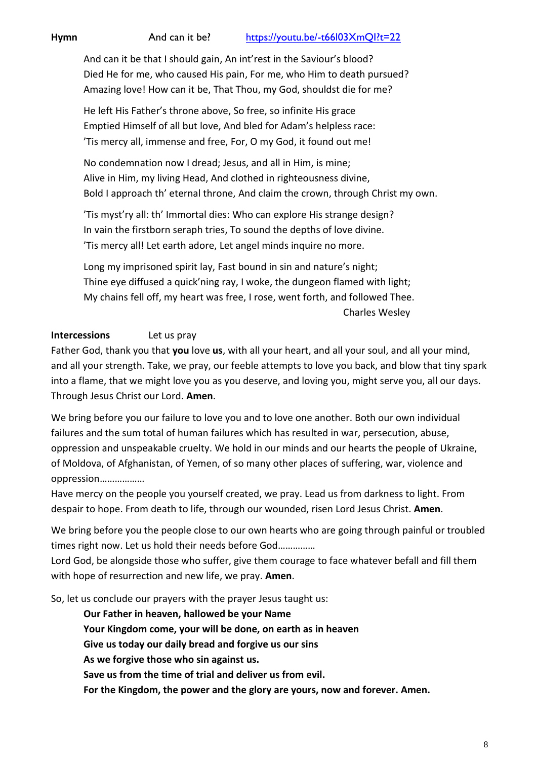**Hymn** And can it be? https://youtu.be/-t66l03XmQI?t=22

And can it be that I should gain, An int'rest in the Saviour's blood?
Died He for me, who caused His pain, For me, who Him to death pursued?
Amazing love! How can it be, That Thou, my God, shouldst die for me?

He left His Father's throne above, So free, so infinite His grace
Emptied Himself of all but love, And bled for Adam's helpless race:
'Tis mercy all, immense and free, For, O my God, it found out me!

No condemnation now I dread; Jesus, and all in Him, is mine;
Alive in Him, my living Head, And clothed in righteousness divine,
Bold I approach th' eternal throne, And claim the crown, through Christ my own.

'Tis myst'ry all: th' Immortal dies: Who can explore His strange design?
In vain the firstborn seraph tries, To sound the depths of love divine.
'Tis mercy all! Let earth adore, Let angel minds inquire no more.

Long my imprisoned spirit lay, Fast bound in sin and nature's night;
Thine eye diffused a quick'ning ray, I woke, the dungeon flamed with light;
My chains fell off, my heart was free, I rose, went forth, and followed Thee.

Charles Wesley

**Intercessions** Let us pray

Father God, thank you that **you** love **us**, with all your heart, and all your soul, and all your mind, and all your strength. Take, we pray, our feeble attempts to love you back, and blow that tiny spark into a flame, that we might love you as you deserve, and loving you, might serve you, all our days. Through Jesus Christ our Lord. **Amen**.

We bring before you our failure to love you and to love one another. Both our own individual failures and the sum total of human failures which has resulted in war, persecution, abuse, oppression and unspeakable cruelty. We hold in our minds and our hearts the people of Ukraine, of Moldova, of Afghanistan, of Yemen, of so many other places of suffering, war, violence and oppression………………
Have mercy on the people you yourself created, we pray. Lead us from darkness to light. From despair to hope. From death to life, through our wounded, risen Lord Jesus Christ. **Amen**.

We bring before you the people close to our own hearts who are going through painful or troubled times right now. Let us hold their needs before God…………..
Lord God, be alongside those who suffer, give them courage to face whatever befall and fill them with hope of resurrection and new life, we pray. **Amen**.

So, let us conclude our prayers with the prayer Jesus taught us:

**Our Father in heaven, hallowed be your Name**
**Your Kingdom come, your will be done, on earth as in heaven**
**Give us today our daily bread and forgive us our sins**
**As we forgive those who sin against us.**
**Save us from the time of trial and deliver us from evil.**
**For the Kingdom, the power and the glory are yours, now and forever. Amen.**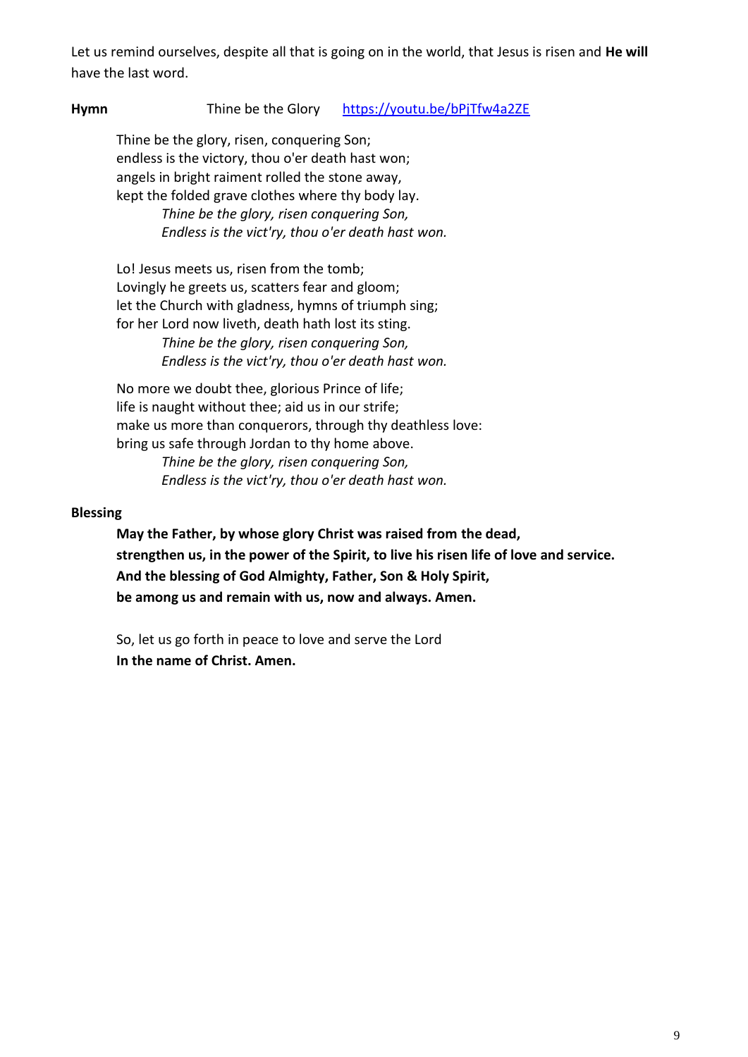Let us remind ourselves, despite all that is going on in the world, that Jesus is risen and **He will** have the last word.

**Hymn** Thine be the Glory https://youtu.be/bPjTfw4a2ZE

Thine be the glory, risen, conquering Son;
endless is the victory, thou o'er death hast won;
angels in bright raiment rolled the stone away,
kept the folded grave clothes where thy body lay.
*Thine be the glory, risen conquering Son,*
*Endless is the vict'ry, thou o'er death hast won.*

Lo! Jesus meets us, risen from the tomb;
Lovingly he greets us, scatters fear and gloom;
let the Church with gladness, hymns of triumph sing;
for her Lord now liveth, death hath lost its sting.
*Thine be the glory, risen conquering Son,*
*Endless is the vict'ry, thou o'er death hast won.*

No more we doubt thee, glorious Prince of life;
life is naught without thee; aid us in our strife;
make us more than conquerors, through thy deathless love:
bring us safe through Jordan to thy home above.
*Thine be the glory, risen conquering Son,*
*Endless is the vict'ry, thou o'er death hast won.*

**Blessing**

**May the Father, by whose glory Christ was raised from the dead,**
**strengthen us, in the power of the Spirit, to live his risen life of love and service.**
**And the blessing of God Almighty, Father, Son & Holy Spirit,**
**be among us and remain with us, now and always. Amen.**

So, let us go forth in peace to love and serve the Lord
**In the name of Christ. Amen.**